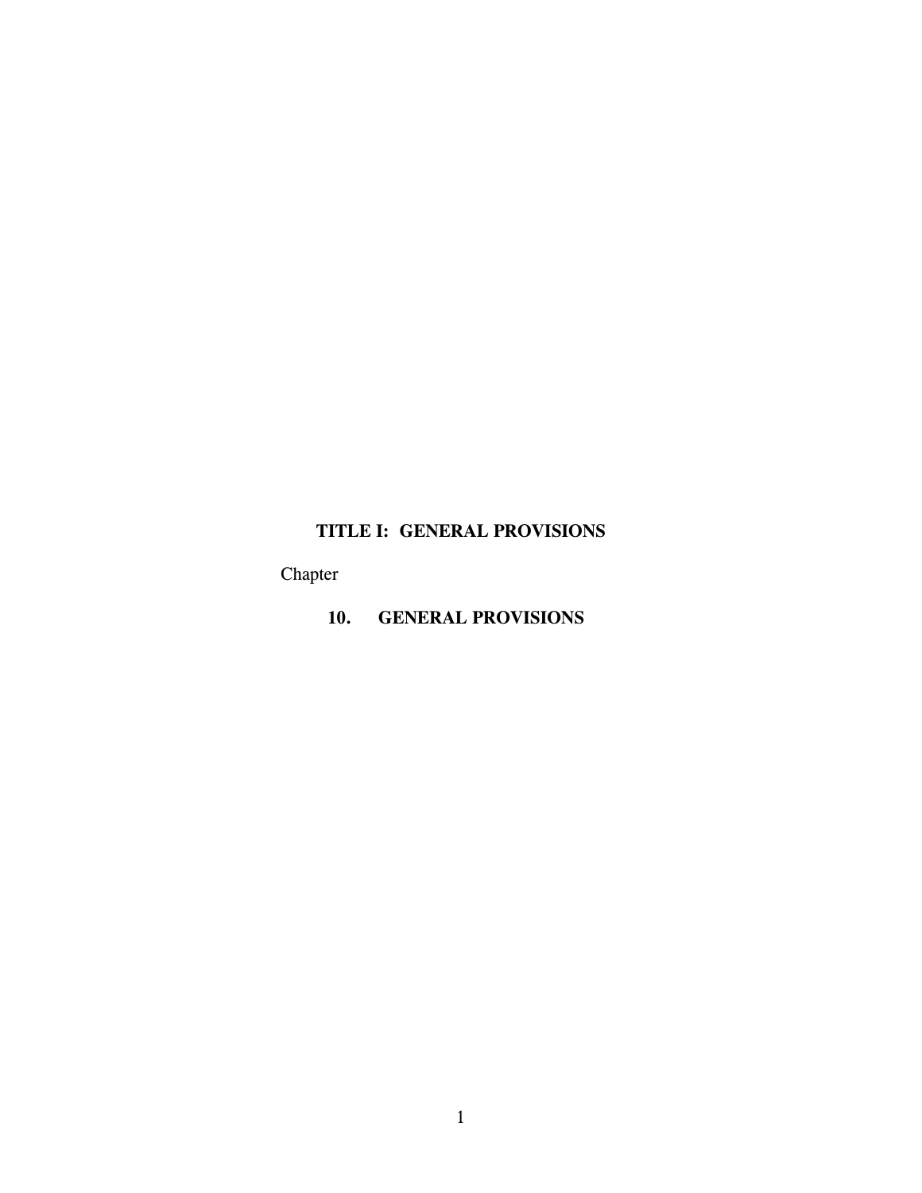# TITLE I: GENERAL PROVISIONS

Chapter

**10. GENERAL PROVISIONS**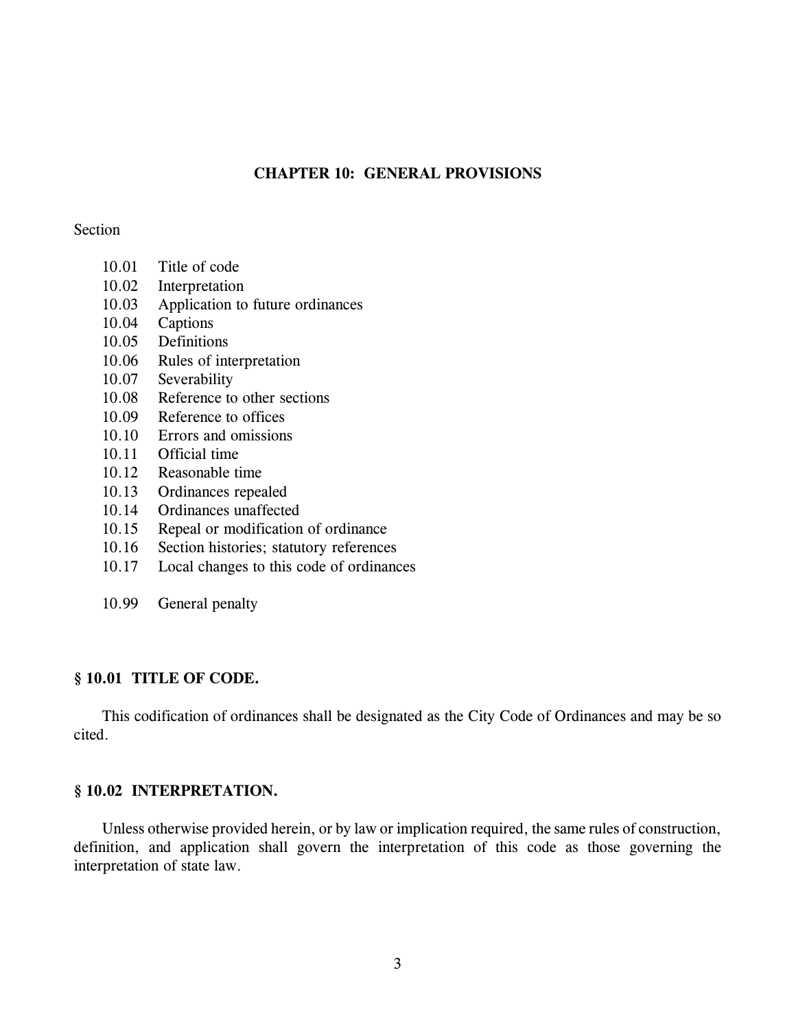# CHAPTER 10: GENERAL PROVISIONS

Section

- 10.01 Title of code
- 10.02 Interpretation
- 10.03 Application to future ordinances
- 10.04 Captions
- 10.05 Definitions
- 10.06 Rules of interpretation
- 10.07 Severability
- 10.08 Reference to other sections
- 10.09 Reference to offices
- 10.10 Errors and omissions
- 10.11 Official time
- 10.12 Reasonable time
- 10.13 Ordinances repealed
- 10.14 Ordinances unaffected
- 10.15 Repeal or modification of ordinance
- 10.16 Section histories; statutory references
- 10.17 Local changes to this code of ordinances

- 10.99 General penalty

## § 10.01 TITLE OF CODE.

This codification of ordinances shall be designated as the City Code of Ordinances and may be so cited.

## § 10.02 INTERPRETATION.

Unless otherwise provided herein, or by law or implication required, the same rules of construction, definition, and application shall govern the interpretation of this code as those governing the interpretation of state law.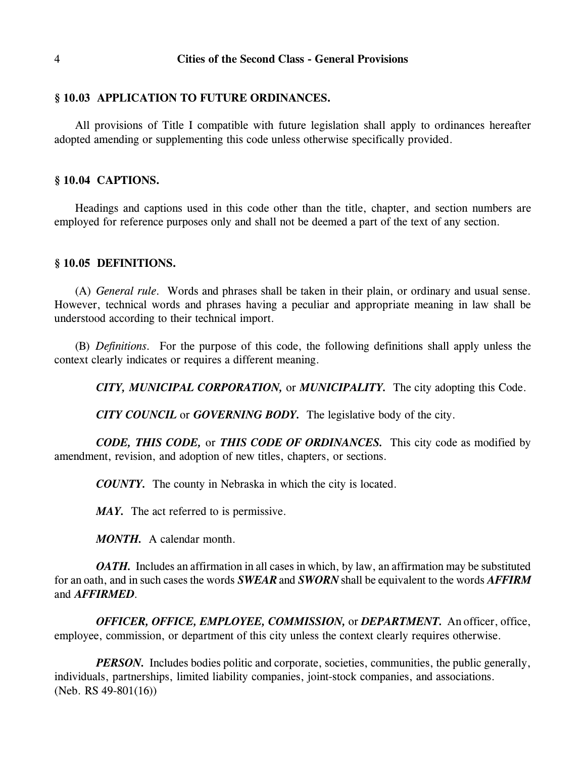## § 10.03 APPLICATION TO FUTURE ORDINANCES.

All provisions of Title I compatible with future legislation shall apply to ordinances hereafter adopted amending or supplementing this code unless otherwise specifically provided.

## § 10.04 CAPTIONS.

Headings and captions used in this code other than the title, chapter, and section numbers are employed for reference purposes only and shall not be deemed a part of the text of any section.

## § 10.05 DEFINITIONS.

(A) *General rule*. Words and phrases shall be taken in their plain, or ordinary and usual sense. However, technical words and phrases having a peculiar and appropriate meaning in law shall be understood according to their technical import.

(B) *Definitions*. For the purpose of this code, the following definitions shall apply unless the context clearly indicates or requires a different meaning.

***CITY, MUNICIPAL CORPORATION,*** or ***MUNICIPALITY.*** The city adopting this Code.

***CITY COUNCIL*** or ***GOVERNING BODY.*** The legislative body of the city.

***CODE, THIS CODE,*** or ***THIS CODE OF ORDINANCES.*** This city code as modified by amendment, revision, and adoption of new titles, chapters, or sections.

***COUNTY.*** The county in Nebraska in which the city is located.

***MAY.*** The act referred to is permissive.

***MONTH.*** A calendar month.

***OATH.*** Includes an affirmation in all cases in which, by law, an affirmation may be substituted for an oath, and in such cases the words ***SWEAR*** and ***SWORN*** shall be equivalent to the words ***AFFIRM*** and ***AFFIRMED***.

***OFFICER, OFFICE, EMPLOYEE, COMMISSION,*** or ***DEPARTMENT.*** An officer, office, employee, commission, or department of this city unless the context clearly requires otherwise.

***PERSON.*** Includes bodies politic and corporate, societies, communities, the public generally, individuals, partnerships, limited liability companies, joint-stock companies, and associations.
(Neb. RS 49-801(16))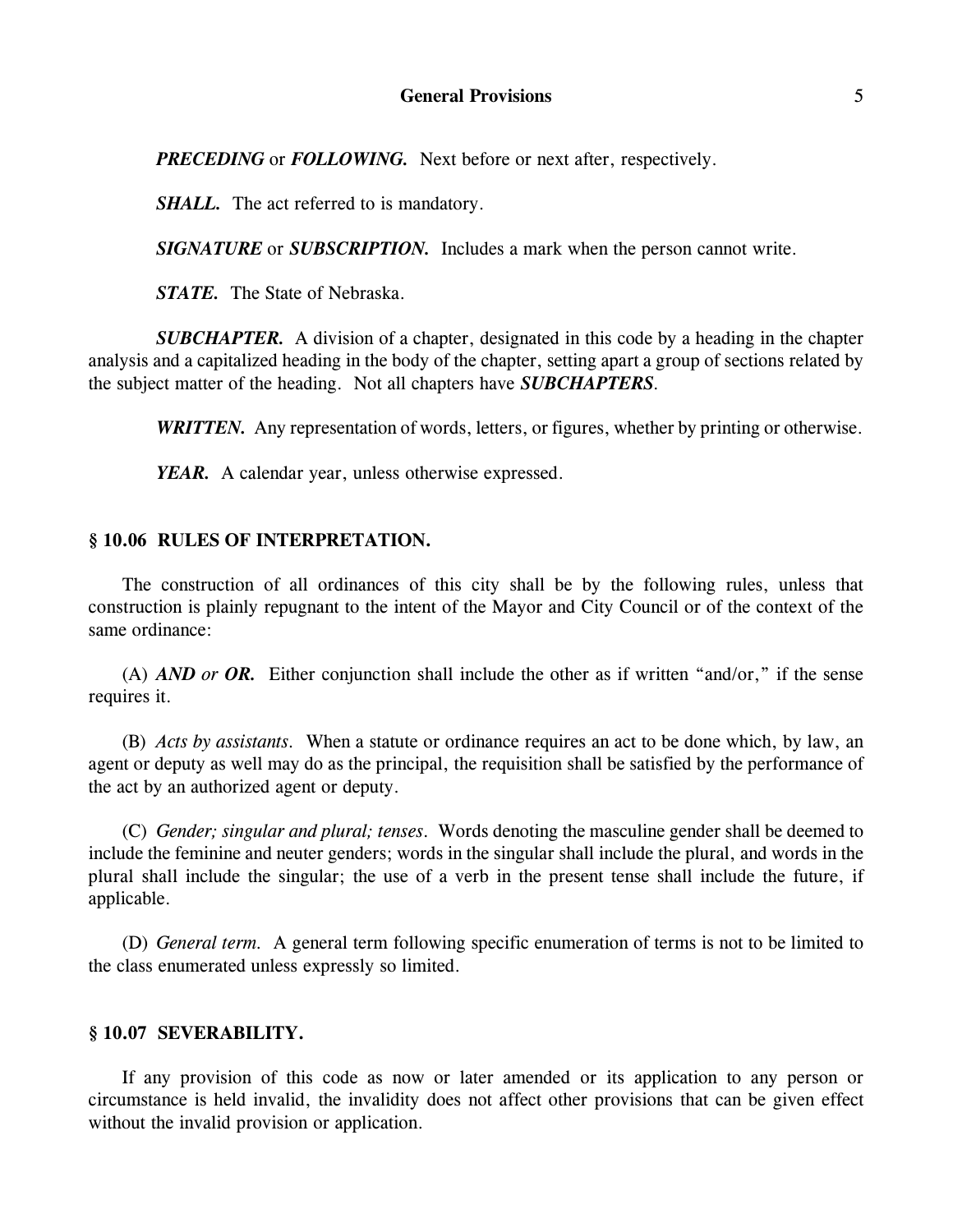***PRECEDING*** or ***FOLLOWING.*** Next before or next after, respectively.

***SHALL.*** The act referred to is mandatory.

***SIGNATURE*** or ***SUBSCRIPTION.*** Includes a mark when the person cannot write.

***STATE.*** The State of Nebraska.

***SUBCHAPTER.*** A division of a chapter, designated in this code by a heading in the chapter analysis and a capitalized heading in the body of the chapter, setting apart a group of sections related by the subject matter of the heading. Not all chapters have ***SUBCHAPTERS***.

***WRITTEN.*** Any representation of words, letters, or figures, whether by printing or otherwise.

***YEAR.*** A calendar year, unless otherwise expressed.

## § 10.06 RULES OF INTERPRETATION.

The construction of all ordinances of this city shall be by the following rules, unless that construction is plainly repugnant to the intent of the Mayor and City Council or of the context of the same ordinance:

(A) ***AND or OR.*** Either conjunction shall include the other as if written "and/or," if the sense requires it.

(B) *Acts by assistants.* When a statute or ordinance requires an act to be done which, by law, an agent or deputy as well may do as the principal, the requisition shall be satisfied by the performance of the act by an authorized agent or deputy.

(C) *Gender; singular and plural; tenses.* Words denoting the masculine gender shall be deemed to include the feminine and neuter genders; words in the singular shall include the plural, and words in the plural shall include the singular; the use of a verb in the present tense shall include the future, if applicable.

(D) *General term.* A general term following specific enumeration of terms is not to be limited to the class enumerated unless expressly so limited.

## § 10.07 SEVERABILITY.

If any provision of this code as now or later amended or its application to any person or circumstance is held invalid, the invalidity does not affect other provisions that can be given effect without the invalid provision or application.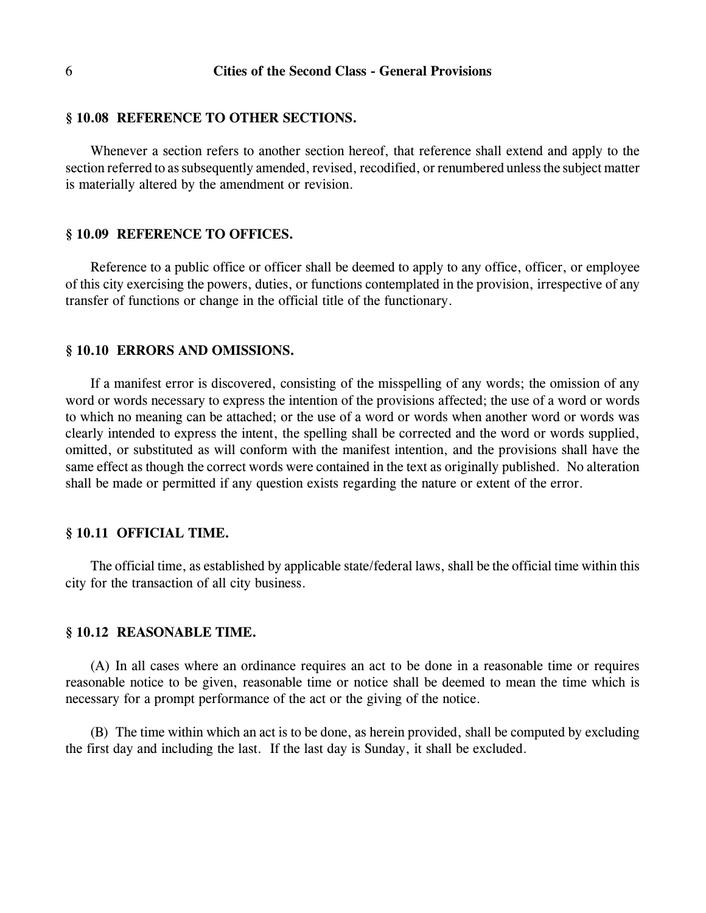### § 10.08 REFERENCE TO OTHER SECTIONS.

Whenever a section refers to another section hereof, that reference shall extend and apply to the section referred to as subsequently amended, revised, recodified, or renumbered unless the subject matter is materially altered by the amendment or revision.

### § 10.09 REFERENCE TO OFFICES.

Reference to a public office or officer shall be deemed to apply to any office, officer, or employee of this city exercising the powers, duties, or functions contemplated in the provision, irrespective of any transfer of functions or change in the official title of the functionary.

### § 10.10 ERRORS AND OMISSIONS.

If a manifest error is discovered, consisting of the misspelling of any words; the omission of any word or words necessary to express the intention of the provisions affected; the use of a word or words to which no meaning can be attached; or the use of a word or words when another word or words was clearly intended to express the intent, the spelling shall be corrected and the word or words supplied, omitted, or substituted as will conform with the manifest intention, and the provisions shall have the same effect as though the correct words were contained in the text as originally published. No alteration shall be made or permitted if any question exists regarding the nature or extent of the error.

### § 10.11 OFFICIAL TIME.

The official time, as established by applicable state/federal laws, shall be the official time within this city for the transaction of all city business.

### § 10.12 REASONABLE TIME.

(A) In all cases where an ordinance requires an act to be done in a reasonable time or requires reasonable notice to be given, reasonable time or notice shall be deemed to mean the time which is necessary for a prompt performance of the act or the giving of the notice.

(B) The time within which an act is to be done, as herein provided, shall be computed by excluding the first day and including the last. If the last day is Sunday, it shall be excluded.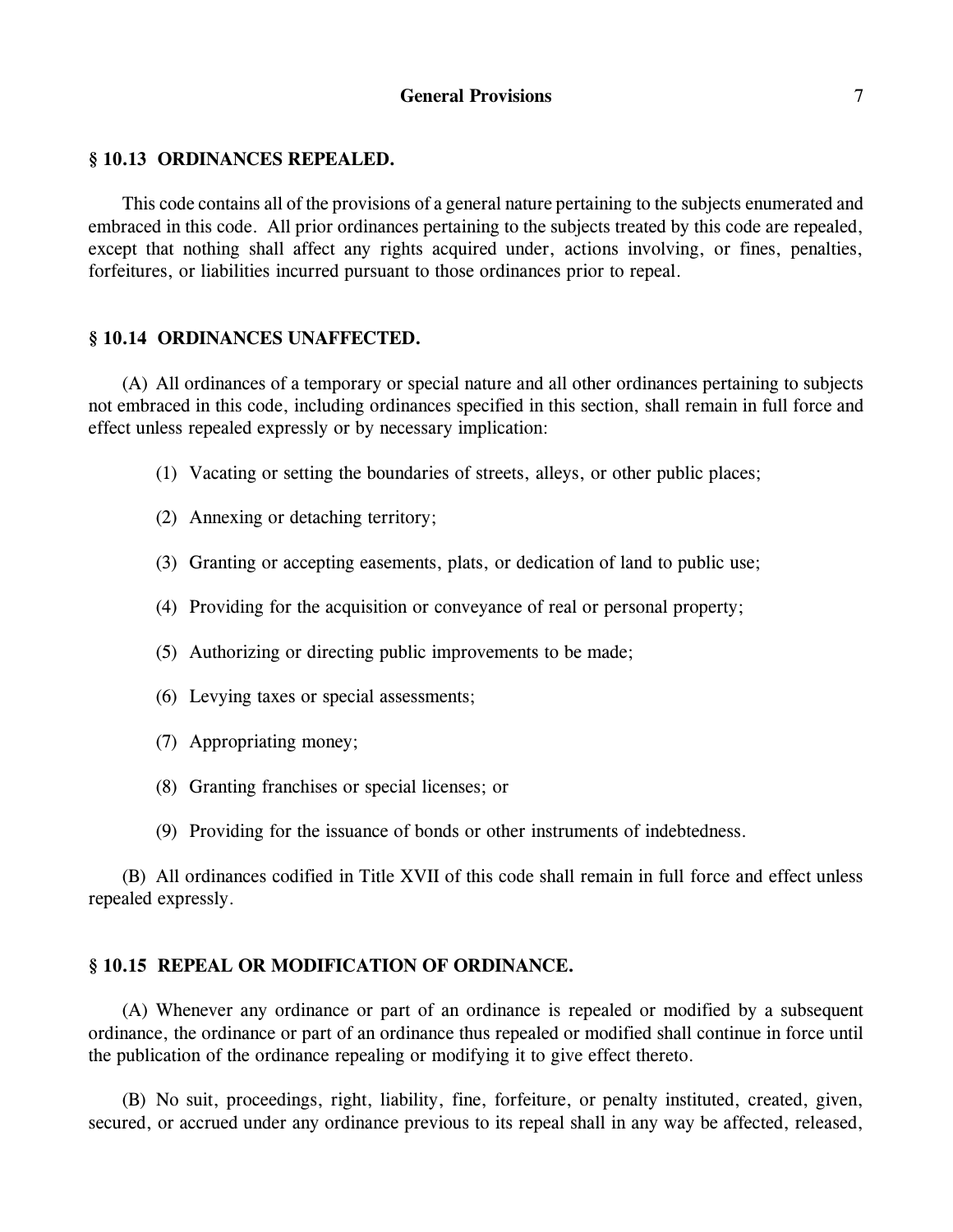### § 10.13 ORDINANCES REPEALED.

This code contains all of the provisions of a general nature pertaining to the subjects enumerated and embraced in this code. All prior ordinances pertaining to the subjects treated by this code are repealed, except that nothing shall affect any rights acquired under, actions involving, or fines, penalties, forfeitures, or liabilities incurred pursuant to those ordinances prior to repeal.

### § 10.14 ORDINANCES UNAFFECTED.

(A) All ordinances of a temporary or special nature and all other ordinances pertaining to subjects not embraced in this code, including ordinances specified in this section, shall remain in full force and effect unless repealed expressly or by necessary implication:

(1) Vacating or setting the boundaries of streets, alleys, or other public places;

(2) Annexing or detaching territory;

(3) Granting or accepting easements, plats, or dedication of land to public use;

(4) Providing for the acquisition or conveyance of real or personal property;

(5) Authorizing or directing public improvements to be made;

(6) Levying taxes or special assessments;

(7) Appropriating money;

(8) Granting franchises or special licenses; or

(9) Providing for the issuance of bonds or other instruments of indebtedness.

(B) All ordinances codified in Title XVII of this code shall remain in full force and effect unless repealed expressly.

### § 10.15 REPEAL OR MODIFICATION OF ORDINANCE.

(A) Whenever any ordinance or part of an ordinance is repealed or modified by a subsequent ordinance, the ordinance or part of an ordinance thus repealed or modified shall continue in force until the publication of the ordinance repealing or modifying it to give effect thereto.

(B) No suit, proceedings, right, liability, fine, forfeiture, or penalty instituted, created, given, secured, or accrued under any ordinance previous to its repeal shall in any way be affected, released,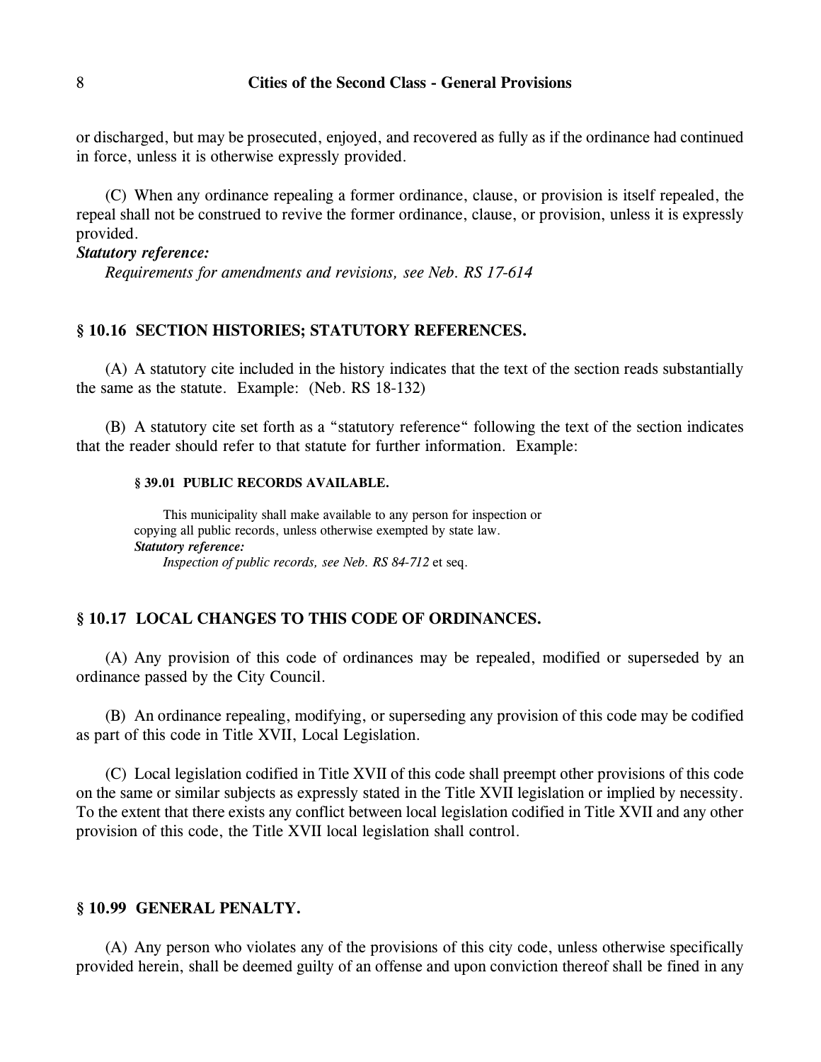or discharged, but may be prosecuted, enjoyed, and recovered as fully as if the ordinance had continued in force, unless it is otherwise expressly provided.

(C) When any ordinance repealing a former ordinance, clause, or provision is itself repealed, the repeal shall not be construed to revive the former ordinance, clause, or provision, unless it is expressly provided.

***Statutory reference:***

*Requirements for amendments and revisions, see Neb. RS 17-614*

### § 10.16 SECTION HISTORIES; STATUTORY REFERENCES.

(A) A statutory cite included in the history indicates that the text of the section reads substantially the same as the statute. Example: (Neb. RS 18-132)

(B) A statutory cite set forth as a "statutory reference" following the text of the section indicates that the reader should refer to that statute for further information. Example:

> **§ 39.01 PUBLIC RECORDS AVAILABLE.**
>
> This municipality shall make available to any person for inspection or copying all public records, unless otherwise exempted by state law.
>
> ***Statutory reference:***
>
> *Inspection of public records, see Neb. RS 84-712* et seq.

### § 10.17 LOCAL CHANGES TO THIS CODE OF ORDINANCES.

(A) Any provision of this code of ordinances may be repealed, modified or superseded by an ordinance passed by the City Council.

(B) An ordinance repealing, modifying, or superseding any provision of this code may be codified as part of this code in Title XVII, Local Legislation.

(C) Local legislation codified in Title XVII of this code shall preempt other provisions of this code on the same or similar subjects as expressly stated in the Title XVII legislation or implied by necessity. To the extent that there exists any conflict between local legislation codified in Title XVII and any other provision of this code, the Title XVII local legislation shall control.

### § 10.99 GENERAL PENALTY.

(A) Any person who violates any of the provisions of this city code, unless otherwise specifically provided herein, shall be deemed guilty of an offense and upon conviction thereof shall be fined in any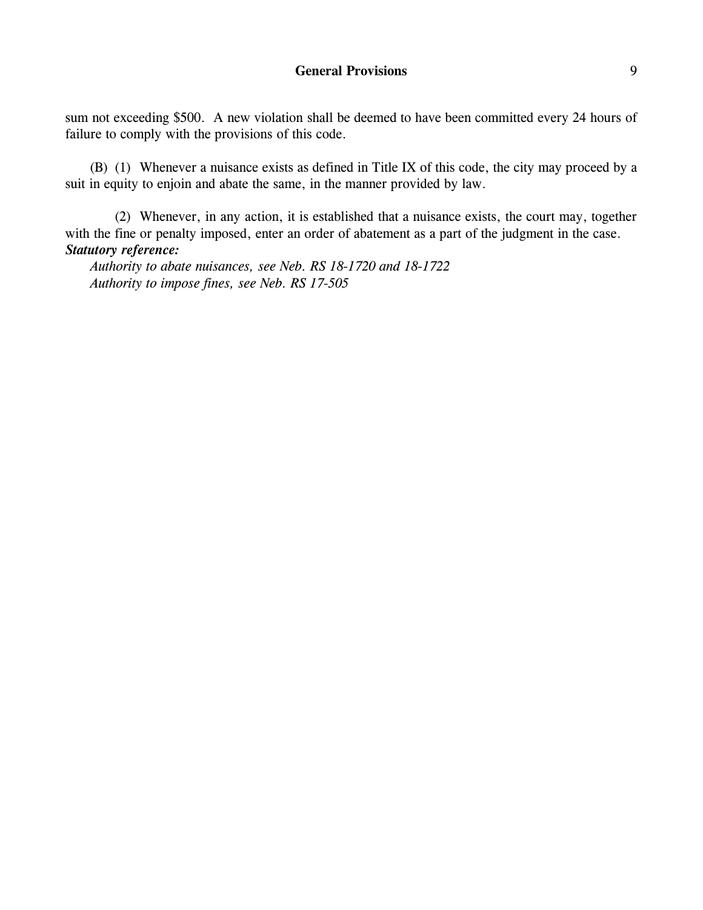sum not exceeding $500. A new violation shall be deemed to have been committed every 24 hours of failure to comply with the provisions of this code.

(B) (1) Whenever a nuisance exists as defined in Title IX of this code, the city may proceed by a suit in equity to enjoin and abate the same, in the manner provided by law.

(2) Whenever, in any action, it is established that a nuisance exists, the court may, together with the fine or penalty imposed, enter an order of abatement as a part of the judgment in the case.

***Statutory reference:***

*Authority to abate nuisances, see Neb. RS 18-1720 and 18-1722*

*Authority to impose fines, see Neb. RS 17-505*